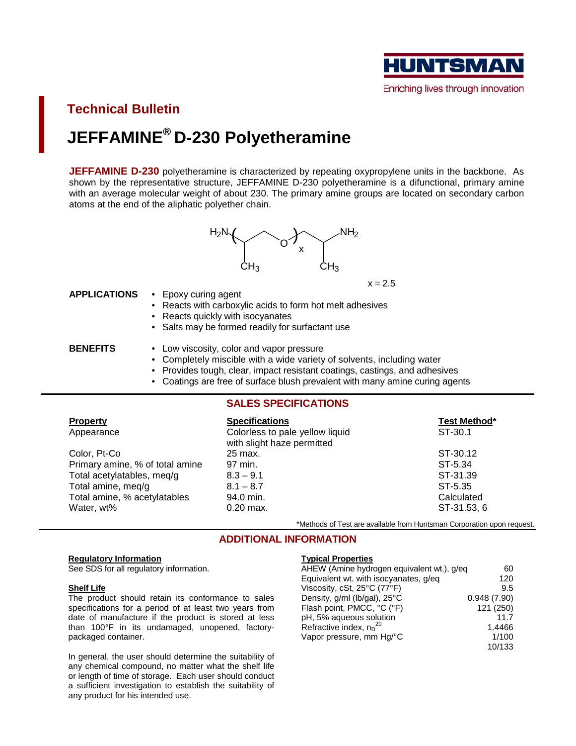HUNTSMAN

Enriching lives through innovation

## Technical Bulletin

# JEFFAMINE® D-230 Polyetheramine

**JEFFAMINE D-230** polyetheramine is characterized by repeating oxypropylene units in the backbone. As shown by the representative structure, JEFFAMINE D-230 polyetheramine is a difunctional, primary amine with an average molecular weight of about 230. The primary amine groups are located on secondary carbon atoms at the end of the aliphatic polyether chain.

$H_2N$–( $CH(CH_3)CH_2$–O )$_x$–$CH_2CH(CH_3)$–$NH_2$

$x \approx 2.5$

**APPLICATIONS**

- Epoxy curing agent
- Reacts with carboxylic acids to form hot melt adhesives
- Reacts quickly with isocyanates
- Salts may be formed readily for surfactant use

**BENEFITS**

- Low viscosity, color and vapor pressure
- Completely miscible with a wide variety of solvents, including water
- Provides tough, clear, impact resistant coatings, castings, and adhesives
- Coatings are free of surface blush prevalent with many amine curing agents

## SALES SPECIFICATIONS

| Property | Specifications | Test Method* |
| --- | --- | --- |
| Appearance | Colorless to pale yellow liquid with slight haze permitted | ST-30.1 |
| Color, Pt-Co | 25 max. | ST-30.12 |
| Primary amine, % of total amine | 97 min. | ST-5.34 |
| Total acetylatables, meq/g | 8.3 – 9.1 | ST-31.39 |
| Total amine, meq/g | 8.1 – 8.7 | ST-5.35 |
| Total amine, % acetylatables | 94.0 min. | Calculated |
| Water, wt% | 0.20 max. | ST-31.53, 6 |

*Methods of Test are available from Huntsman Corporation upon request.

## ADDITIONAL INFORMATION

**Regulatory Information**

See SDS for all regulatory information.

**Shelf Life**

The product should retain its conformance to sales specifications for a period of at least two years from date of manufacture if the product is stored at less than 100°F in its undamaged, unopened, factory-packaged container.

In general, the user should determine the suitability of any chemical compound, no matter what the shelf life or length of time of storage. Each user should conduct a sufficient investigation to establish the suitability of any product for his intended use.

**Typical Properties**

| Property | Value |
| --- | --- |
| AHEW (Amine hydrogen equivalent wt.), g/eq | 60 |
| Equivalent wt. with isocyanates, g/eq | 120 |
| Viscosity, cSt, 25°C (77°F) | 9.5 |
| Density, g/ml (lb/gal), 25°C | 0.948 (7.90) |
| Flash point, PMCC, °C (°F) | 121 (250) |
| pH, 5% aqueous solution | 11.7 |
| Refractive index, $n_D^{20}$ | 1.4466 |
| Vapor pressure, mm Hg/°C | 1/100<br>10/133 |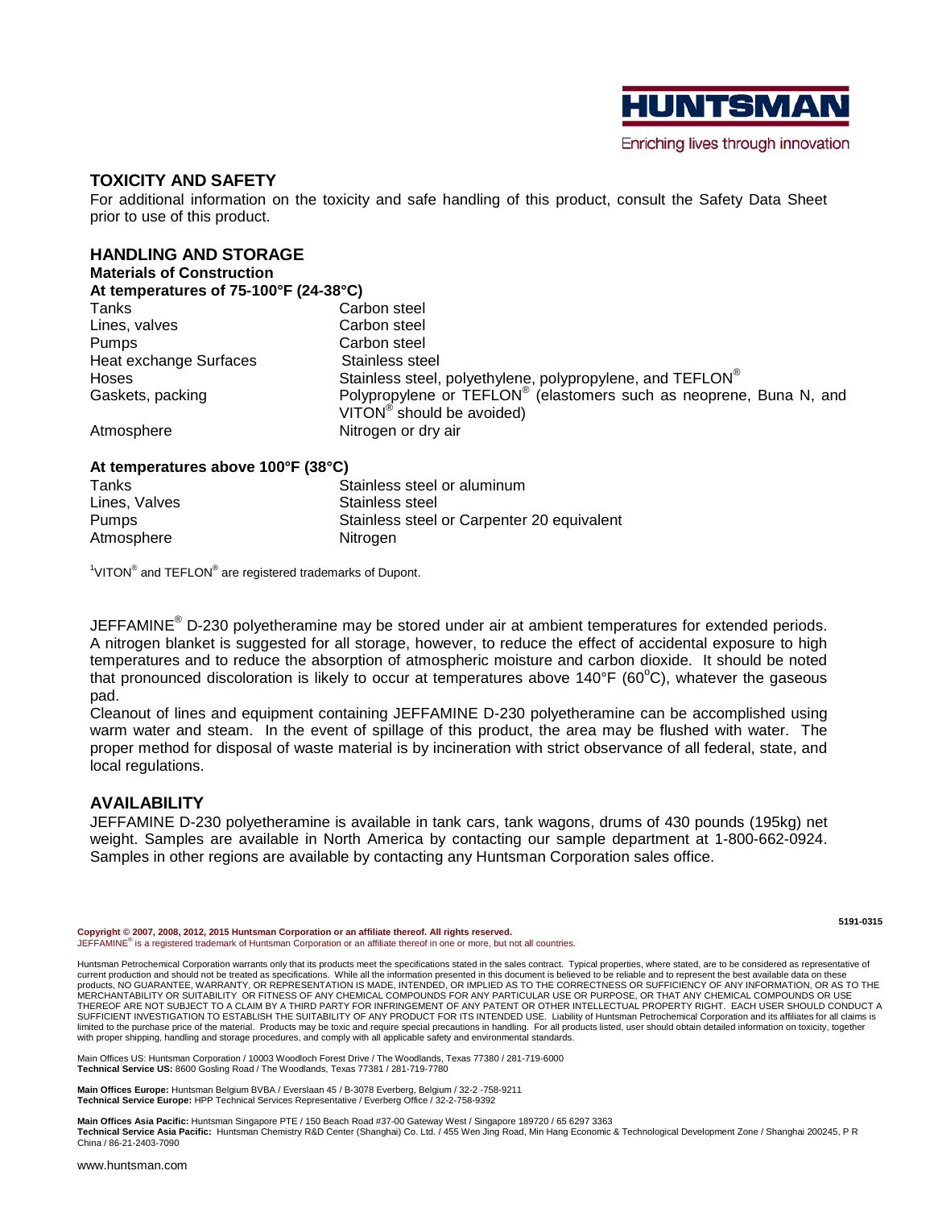## TOXICITY AND SAFETY

For additional information on the toxicity and safe handling of this product, consult the Safety Data Sheet prior to use of this product.

## HANDLING AND STORAGE

### Materials of Construction

**At temperatures of 75-100°F (24-38°C)**

| | |
|---|---|
| Tanks | Carbon steel |
| Lines, valves | Carbon steel |
| Pumps | Carbon steel |
| Heat exchange Surfaces | Stainless steel |
| Hoses | Stainless steel, polyethylene, polypropylene, and TEFLON® |
| Gaskets, packing | Polypropylene or TEFLON® (elastomers such as neoprene, Buna N, and VITON® should be avoided) |
| Atmosphere | Nitrogen or dry air |

**At temperatures above 100°F (38°C)**

| | |
|---|---|
| Tanks | Stainless steel or aluminum |
| Lines, Valves | Stainless steel |
| Pumps | Stainless steel or Carpenter 20 equivalent |
| Atmosphere | Nitrogen |

[1]VITON® and TEFLON® are registered trademarks of Dupont.

JEFFAMINE® D-230 polyetheramine may be stored under air at ambient temperatures for extended periods. A nitrogen blanket is suggested for all storage, however, to reduce the effect of accidental exposure to high temperatures and to reduce the absorption of atmospheric moisture and carbon dioxide. It should be noted that pronounced discoloration is likely to occur at temperatures above 140°F (60°C), whatever the gaseous pad.

Cleanout of lines and equipment containing JEFFAMINE D-230 polyetheramine can be accomplished using warm water and steam. In the event of spillage of this product, the area may be flushed with water. The proper method for disposal of waste material is by incineration with strict observance of all federal, state, and local regulations.

## AVAILABILITY

JEFFAMINE D-230 polyetheramine is available in tank cars, tank wagons, drums of 430 pounds (195kg) net weight. Samples are available in North America by contacting our sample department at 1-800-662-0924. Samples in other regions are available by contacting any Huntsman Corporation sales office.

5191-0315

**Copyright © 2007, 2008, 2012, 2015 Huntsman Corporation or an affiliate thereof. All rights reserved.**
JEFFAMINE® is a registered trademark of Huntsman Corporation or an affiliate thereof in one or more, but not all countries.

Huntsman Petrochemical Corporation warrants only that its products meet the specifications stated in the sales contract. Typical properties, where stated, are to be considered as representative of current production and should not be treated as specifications. While all the information presented in this document is believed to be reliable and to represent the best available data on these products, NO GUARANTEE, WARRANTY, OR REPRESENTATION IS MADE, INTENDED, OR IMPLIED AS TO THE CORRECTNESS OR SUFFICIENCY OF ANY INFORMATION, OR AS TO THE MERCHANTABILITY OR SUITABILITY OR FITNESS OF ANY CHEMICAL COMPOUNDS FOR ANY PARTICULAR USE OR PURPOSE, OR THAT ANY CHEMICAL COMPOUNDS OR USE THEREOF ARE NOT SUBJECT TO A CLAIM BY A THIRD PARTY FOR INFRINGEMENT OF ANY PATENT OR OTHER INTELLECTUAL PROPERTY RIGHT. EACH USER SHOULD CONDUCT A SUFFICIENT INVESTIGATION TO ESTABLISH THE SUITABILITY OF ANY PRODUCT FOR ITS INTENDED USE. Liability of Huntsman Petrochemical Corporation and its affiliates for all claims is limited to the purchase price of the material. Products may be toxic and require special precautions in handling. For all products listed, user should obtain detailed information on toxicity, together with proper shipping, handling and storage procedures, and comply with all applicable safety and environmental standards.

Main Offices US: Huntsman Corporation / 10003 Woodloch Forest Drive / The Woodlands, Texas 77380 / 281-719-6000
**Technical Service US:** 8600 Gosling Road / The Woodlands, Texas 77381 / 281-719-7780

**Main Offices Europe:** Huntsman Belgium BVBA / Everslaan 45 / B-3078 Everberg, Belgium / 32-2 -758-9211
**Technical Service Europe:** HPP Technical Services Representative / Everberg Office / 32-2-758-9392

**Main Offices Asia Pacific:** Huntsman Singapore PTE / 150 Beach Road #37-00 Gateway West / Singapore 189720 / 65 6297 3363
**Technical Service Asia Pacific:** Huntsman Chemistry R&D Center (Shanghai) Co. Ltd. / 455 Wen Jing Road, Min Hang Economic & Technological Development Zone / Shanghai 200245, P R China / 86-21-2403-7090

www.huntsman.com